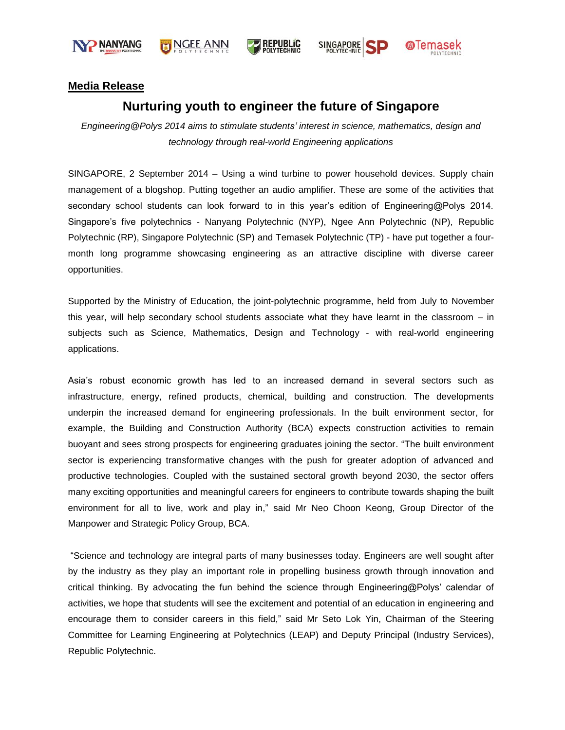**Media Release**

# Nurturing youth to engineer the future of Singapore

*Engineering@Polys 2014 aims to stimulate students' interest in science, mathematics, design and technology through real-world Engineering applications*

SINGAPORE, 2 September 2014 – Using a wind turbine to power household devices. Supply chain management of a blogshop. Putting together an audio amplifier. These are some of the activities that secondary school students can look forward to in this year's edition of Engineering@Polys 2014. Singapore's five polytechnics - Nanyang Polytechnic (NYP), Ngee Ann Polytechnic (NP), Republic Polytechnic (RP), Singapore Polytechnic (SP) and Temasek Polytechnic (TP) - have put together a four-month long programme showcasing engineering as an attractive discipline with diverse career opportunities.

Supported by the Ministry of Education, the joint-polytechnic programme, held from July to November this year, will help secondary school students associate what they have learnt in the classroom – in subjects such as Science, Mathematics, Design and Technology - with real-world engineering applications.

Asia's robust economic growth has led to an increased demand in several sectors such as infrastructure, energy, refined products, chemical, building and construction. The developments underpin the increased demand for engineering professionals. In the built environment sector, for example, the Building and Construction Authority (BCA) expects construction activities to remain buoyant and sees strong prospects for engineering graduates joining the sector. "The built environment sector is experiencing transformative changes with the push for greater adoption of advanced and productive technologies. Coupled with the sustained sectoral growth beyond 2030, the sector offers many exciting opportunities and meaningful careers for engineers to contribute towards shaping the built environment for all to live, work and play in," said Mr Neo Choon Keong, Group Director of the Manpower and Strategic Policy Group, BCA.

"Science and technology are integral parts of many businesses today. Engineers are well sought after by the industry as they play an important role in propelling business growth through innovation and critical thinking. By advocating the fun behind the science through Engineering@Polys' calendar of activities, we hope that students will see the excitement and potential of an education in engineering and encourage them to consider careers in this field," said Mr Seto Lok Yin, Chairman of the Steering Committee for Learning Engineering at Polytechnics (LEAP) and Deputy Principal (Industry Services), Republic Polytechnic.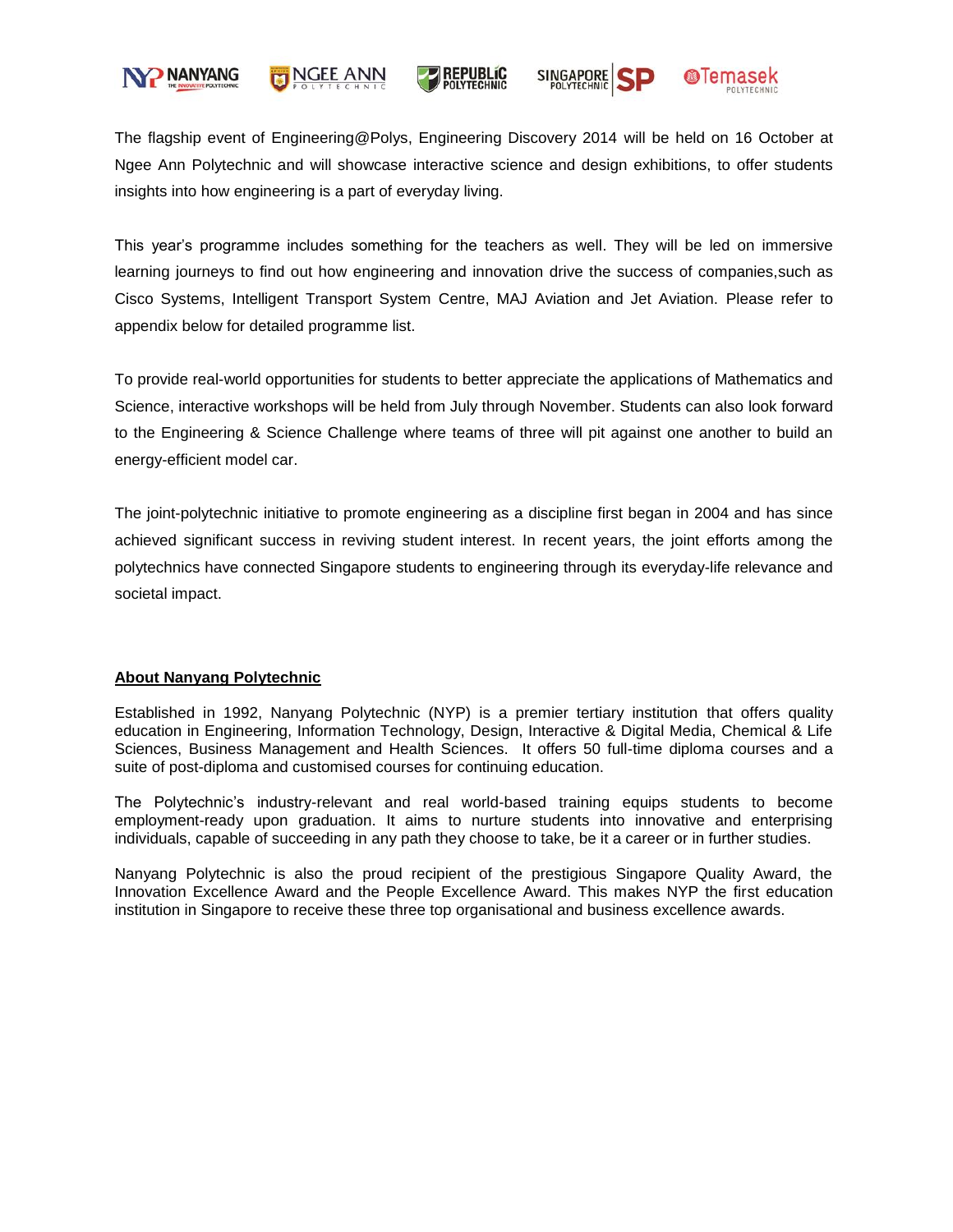The flagship event of Engineering@Polys, Engineering Discovery 2014 will be held on 16 October at Ngee Ann Polytechnic and will showcase interactive science and design exhibitions, to offer students insights into how engineering is a part of everyday living.

This year's programme includes something for the teachers as well. They will be led on immersive learning journeys to find out how engineering and innovation drive the success of companies,such as Cisco Systems, Intelligent Transport System Centre, MAJ Aviation and Jet Aviation. Please refer to appendix below for detailed programme list.

To provide real-world opportunities for students to better appreciate the applications of Mathematics and Science, interactive workshops will be held from July through November. Students can also look forward to the Engineering & Science Challenge where teams of three will pit against one another to build an energy-efficient model car.

The joint-polytechnic initiative to promote engineering as a discipline first began in 2004 and has since achieved significant success in reviving student interest. In recent years, the joint efforts among the polytechnics have connected Singapore students to engineering through its everyday-life relevance and societal impact.

**About Nanyang Polytechnic**

Established in 1992, Nanyang Polytechnic (NYP) is a premier tertiary institution that offers quality education in Engineering, Information Technology, Design, Interactive & Digital Media, Chemical & Life Sciences, Business Management and Health Sciences. It offers 50 full-time diploma courses and a suite of post-diploma and customised courses for continuing education.

The Polytechnic's industry-relevant and real world-based training equips students to become employment-ready upon graduation. It aims to nurture students into innovative and enterprising individuals, capable of succeeding in any path they choose to take, be it a career or in further studies.

Nanyang Polytechnic is also the proud recipient of the prestigious Singapore Quality Award, the Innovation Excellence Award and the People Excellence Award. This makes NYP the first education institution in Singapore to receive these three top organisational and business excellence awards.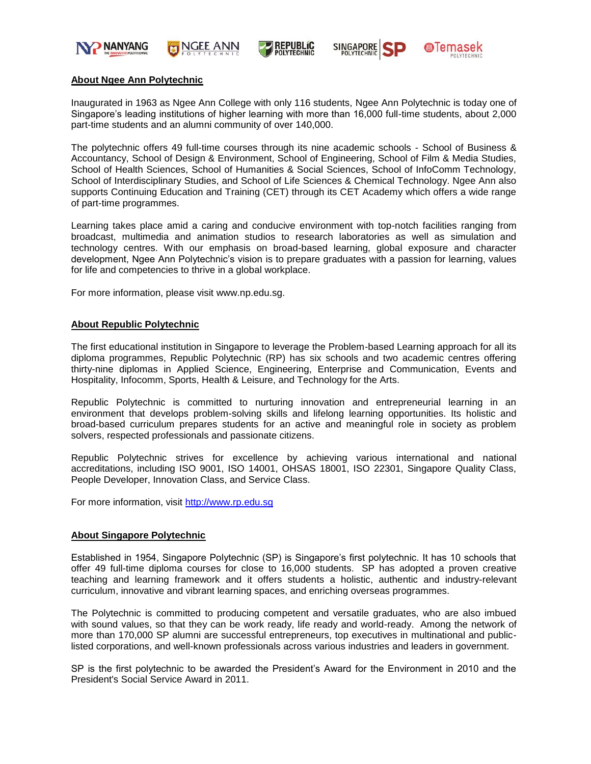## About Ngee Ann Polytechnic

Inaugurated in 1963 as Ngee Ann College with only 116 students, Ngee Ann Polytechnic is today one of Singapore's leading institutions of higher learning with more than 16,000 full-time students, about 2,000 part-time students and an alumni community of over 140,000.

The polytechnic offers 49 full-time courses through its nine academic schools - School of Business & Accountancy, School of Design & Environment, School of Engineering, School of Film & Media Studies, School of Health Sciences, School of Humanities & Social Sciences, School of InfoComm Technology, School of Interdisciplinary Studies, and School of Life Sciences & Chemical Technology. Ngee Ann also supports Continuing Education and Training (CET) through its CET Academy which offers a wide range of part-time programmes.

Learning takes place amid a caring and conducive environment with top-notch facilities ranging from broadcast, multimedia and animation studios to research laboratories as well as simulation and technology centres. With our emphasis on broad-based learning, global exposure and character development, Ngee Ann Polytechnic's vision is to prepare graduates with a passion for learning, values for life and competencies to thrive in a global workplace.

For more information, please visit www.np.edu.sg.

## About Republic Polytechnic

The first educational institution in Singapore to leverage the Problem-based Learning approach for all its diploma programmes, Republic Polytechnic (RP) has six schools and two academic centres offering thirty-nine diplomas in Applied Science, Engineering, Enterprise and Communication, Events and Hospitality, Infocomm, Sports, Health & Leisure, and Technology for the Arts.

Republic Polytechnic is committed to nurturing innovation and entrepreneurial learning in an environment that develops problem-solving skills and lifelong learning opportunities. Its holistic and broad-based curriculum prepares students for an active and meaningful role in society as problem solvers, respected professionals and passionate citizens.

Republic Polytechnic strives for excellence by achieving various international and national accreditations, including ISO 9001, ISO 14001, OHSAS 18001, ISO 22301, Singapore Quality Class, People Developer, Innovation Class, and Service Class.

For more information, visit http://www.rp.edu.sg

## About Singapore Polytechnic

Established in 1954, Singapore Polytechnic (SP) is Singapore's first polytechnic. It has 10 schools that offer 49 full-time diploma courses for close to 16,000 students. SP has adopted a proven creative teaching and learning framework and it offers students a holistic, authentic and industry-relevant curriculum, innovative and vibrant learning spaces, and enriching overseas programmes.

The Polytechnic is committed to producing competent and versatile graduates, who are also imbued with sound values, so that they can be work ready, life ready and world-ready. Among the network of more than 170,000 SP alumni are successful entrepreneurs, top executives in multinational and public-listed corporations, and well-known professionals across various industries and leaders in government.

SP is the first polytechnic to be awarded the President's Award for the Environment in 2010 and the President's Social Service Award in 2011.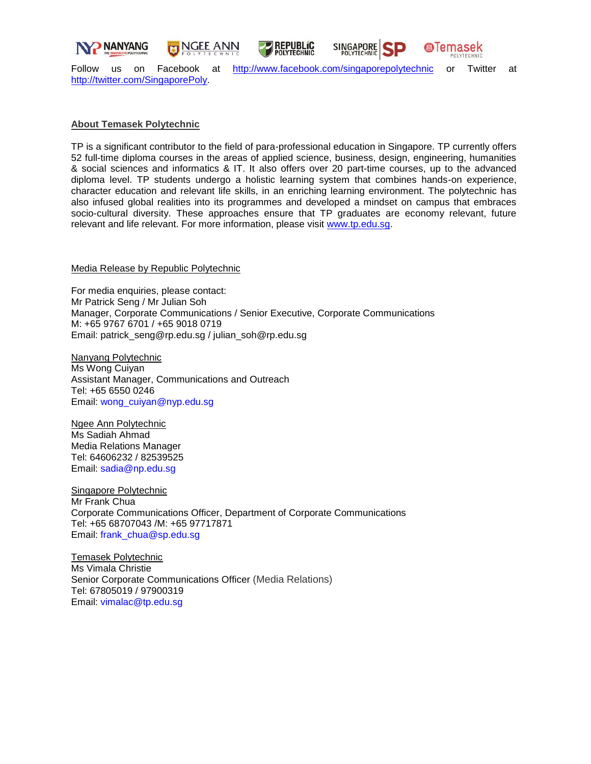Follow us on Facebook at http://www.facebook.com/singaporepolytechnic or Twitter at http://twitter.com/SingaporePoly.

**About Temasek Polytechnic**

TP is a significant contributor to the field of para-professional education in Singapore. TP currently offers 52 full-time diploma courses in the areas of applied science, business, design, engineering, humanities & social sciences and informatics & IT. It also offers over 20 part-time courses, up to the advanced diploma level. TP students undergo a holistic learning system that combines hands-on experience, character education and relevant life skills, in an enriching learning environment. The polytechnic has also infused global realities into its programmes and developed a mindset on campus that embraces socio-cultural diversity. These approaches ensure that TP graduates are economy relevant, future relevant and life relevant. For more information, please visit www.tp.edu.sg.

Media Release by Republic Polytechnic

For media enquiries, please contact:
Mr Patrick Seng / Mr Julian Soh
Manager, Corporate Communications / Senior Executive, Corporate Communications
M: +65 9767 6701 / +65 9018 0719
Email: patrick_seng@rp.edu.sg / julian_soh@rp.edu.sg

Nanyang Polytechnic
Ms Wong Cuiyan
Assistant Manager, Communications and Outreach
Tel: +65 6550 0246
Email: wong_cuiyan@nyp.edu.sg

Ngee Ann Polytechnic
Ms Sadiah Ahmad
Media Relations Manager
Tel: 64606232 / 82539525
Email: sadia@np.edu.sg

Singapore Polytechnic
Mr Frank Chua
Corporate Communications Officer, Department of Corporate Communications
Tel: +65 68707043 /M: +65 97717871
Email: frank_chua@sp.edu.sg

Temasek Polytechnic
Ms Vimala Christie
Senior Corporate Communications Officer (Media Relations)
Tel: 67805019 / 97900319
Email: vimalac@tp.edu.sg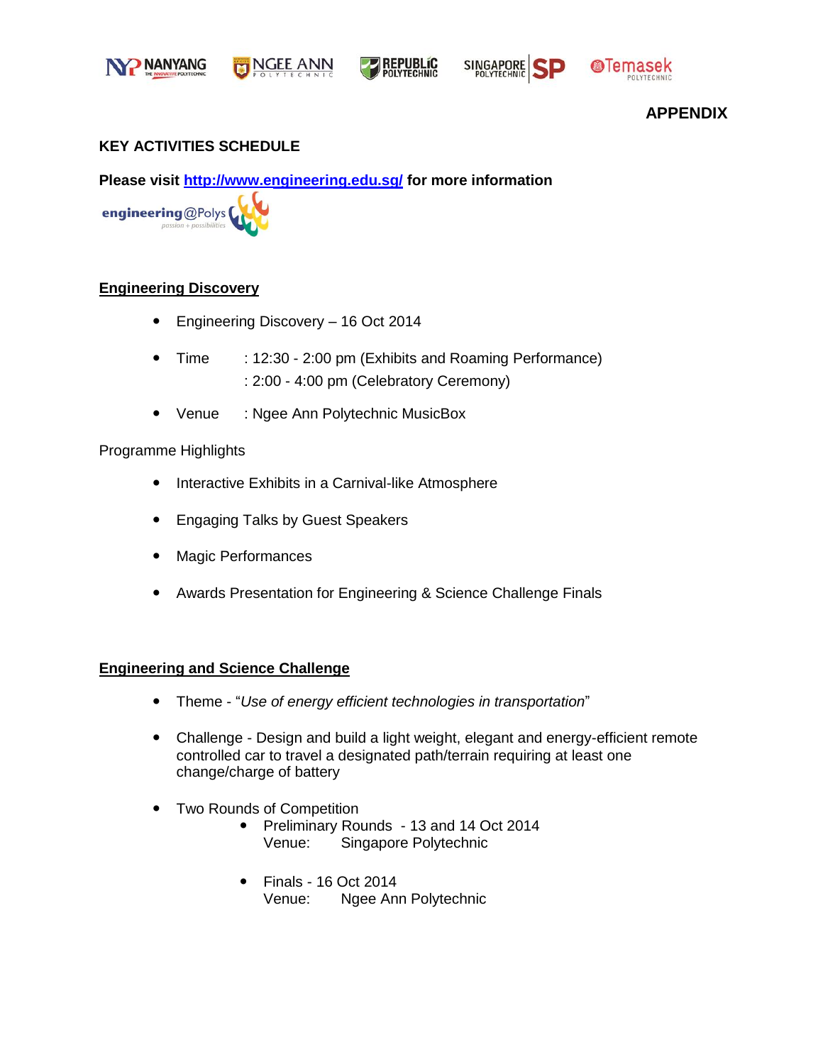**APPENDIX**

**KEY ACTIVITIES SCHEDULE**

**Please visit [http://www.engineering.edu.sg/](http://www.engineering.edu.sg/) for more information**

## Engineering Discovery

- Engineering Discovery – 16 Oct 2014
- Time : 12:30 - 2:00 pm (Exhibits and Roaming Performance)
  : 2:00 - 4:00 pm (Celebratory Ceremony)
- Venue : Ngee Ann Polytechnic MusicBox

Programme Highlights

- Interactive Exhibits in a Carnival-like Atmosphere
- Engaging Talks by Guest Speakers
- Magic Performances
- Awards Presentation for Engineering & Science Challenge Finals

## Engineering and Science Challenge

- Theme - "*Use of energy efficient technologies in transportation*"
- Challenge - Design and build a light weight, elegant and energy-efficient remote controlled car to travel a designated path/terrain requiring at least one change/charge of battery
- Two Rounds of Competition
  - Preliminary Rounds - 13 and 14 Oct 2014
    Venue: Singapore Polytechnic
  - Finals - 16 Oct 2014
    Venue: Ngee Ann Polytechnic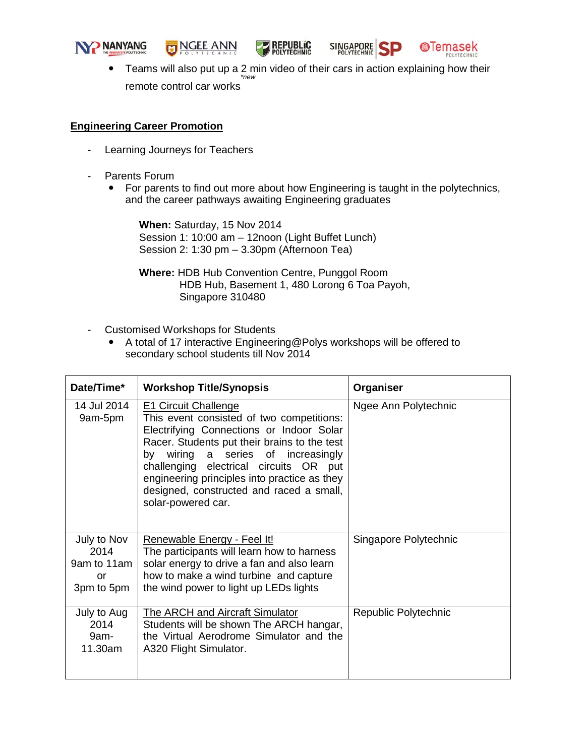- Teams will also put up a 2 min video of their cars in action explaining how their remote control car works *\*new*

**Engineering Career Promotion**

- Learning Journeys for Teachers

- Parents Forum
  - For parents to find out more about how Engineering is taught in the polytechnics, and the career pathways awaiting Engineering graduates

    **When:** Saturday, 15 Nov 2014
    Session 1: 10:00 am – 12noon (Light Buffet Lunch)
    Session 2: 1:30 pm – 3.30pm (Afternoon Tea)

    **Where:** HDB Hub Convention Centre, Punggol Room
    HDB Hub, Basement 1, 480 Lorong 6 Toa Payoh,
    Singapore 310480

- Customised Workshops for Students
  - A total of 17 interactive Engineering@Polys workshops will be offered to secondary school students till Nov 2014

| Date/Time* | Workshop Title/Synopsis | Organiser |
|---|---|---|
| 14 Jul 2014 9am-5pm | <u>E1 Circuit Challenge</u> This event consisted of two competitions: Electrifying Connections or Indoor Solar Racer. Students put their brains to the test by wiring a series of increasingly challenging electrical circuits OR put engineering principles into practice as they designed, constructed and raced a small, solar-powered car. | Ngee Ann Polytechnic |
| July to Nov 2014 9am to 11am or 3pm to 5pm | <u>Renewable Energy - Feel It!</u> The participants will learn how to harness solar energy to drive a fan and also learn how to make a wind turbine and capture the wind power to light up LEDs lights | Singapore Polytechnic |
| July to Aug 2014 9am-11.30am | <u>The ARCH and Aircraft Simulator</u> Students will be shown The ARCH hangar, the Virtual Aerodrome Simulator and the A320 Flight Simulator. | Republic Polytechnic |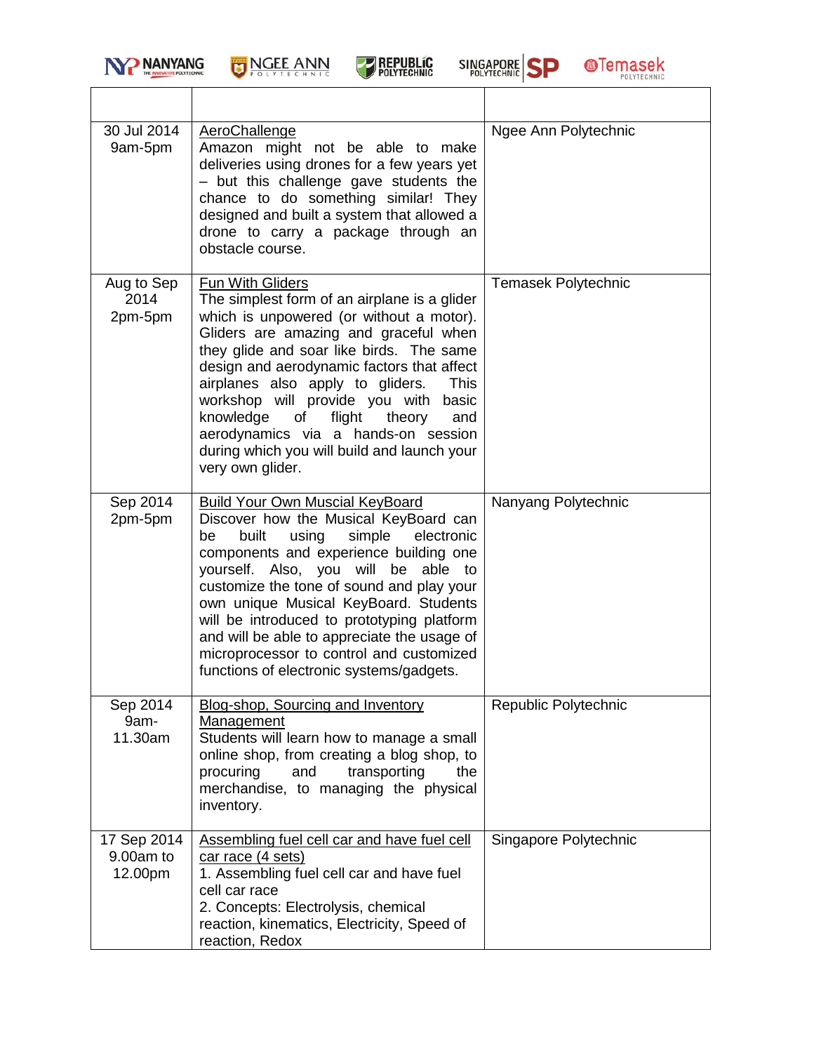| | | |
|---|---|---|
| 30 Jul 2014 9am-5pm | AeroChallenge<br>Amazon might not be able to make deliveries using drones for a few years yet – but this challenge gave students the chance to do something similar! They designed and built a system that allowed a drone to carry a package through an obstacle course. | Ngee Ann Polytechnic |
| Aug to Sep 2014 2pm-5pm | Fun With Gliders<br>The simplest form of an airplane is a glider which is unpowered (or without a motor). Gliders are amazing and graceful when they glide and soar like birds. The same design and aerodynamic factors that affect airplanes also apply to gliders. This workshop will provide you with basic knowledge of flight theory and aerodynamics via a hands-on session during which you will build and launch your very own glider. | Temasek Polytechnic |
| Sep 2014 2pm-5pm | Build Your Own Muscial KeyBoard<br>Discover how the Musical KeyBoard can be built using simple electronic components and experience building one yourself. Also, you will be able to customize the tone of sound and play your own unique Musical KeyBoard. Students will be introduced to prototyping platform and will be able to appreciate the usage of microprocessor to control and customized functions of electronic systems/gadgets. | Nanyang Polytechnic |
| Sep 2014 9am-11.30am | Blog-shop, Sourcing and Inventory Management<br>Students will learn how to manage a small online shop, from creating a blog shop, to procuring and transporting the merchandise, to managing the physical inventory. | Republic Polytechnic |
| 17 Sep 2014 9.00am to 12.00pm | Assembling fuel cell car and have fuel cell car race (4 sets)<br>1. Assembling fuel cell car and have fuel cell car race<br>2. Concepts: Electrolysis, chemical reaction, kinematics, Electricity, Speed of reaction, Redox | Singapore Polytechnic |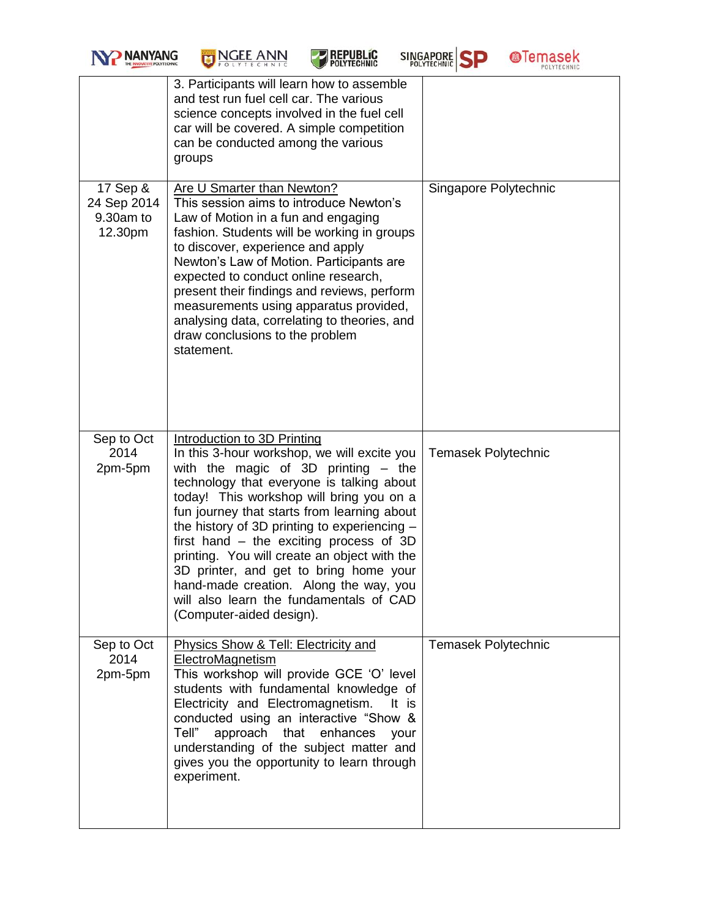|  |  |  |
| --- | --- | --- |
|  | 3. Participants will learn how to assemble and test run fuel cell car. The various science concepts involved in the fuel cell car will be covered. A simple competition can be conducted among the various groups |  |
| 17 Sep & 24 Sep 2014 9.30am to 12.30pm | Are U Smarter than Newton?<br>This session aims to introduce Newton's Law of Motion in a fun and engaging fashion. Students will be working in groups to discover, experience and apply Newton's Law of Motion. Participants are expected to conduct online research, present their findings and reviews, perform measurements using apparatus provided, analysing data, correlating to theories, and draw conclusions to the problem statement. | Singapore Polytechnic |
| Sep to Oct 2014 2pm-5pm | Introduction to 3D Printing<br>In this 3-hour workshop, we will excite you with the magic of 3D printing – the technology that everyone is talking about today! This workshop will bring you on a fun journey that starts from learning about the history of 3D printing to experiencing – first hand – the exciting process of 3D printing. You will create an object with the 3D printer, and get to bring home your hand-made creation. Along the way, you will also learn the fundamentals of CAD (Computer-aided design). | Temasek Polytechnic |
| Sep to Oct 2014 2pm-5pm | Physics Show & Tell: Electricity and ElectroMagnetism<br>This workshop will provide GCE 'O' level students with fundamental knowledge of Electricity and Electromagnetism. It is conducted using an interactive "Show & Tell" approach that enhances your understanding of the subject matter and gives you the opportunity to learn through experiment. | Temasek Polytechnic |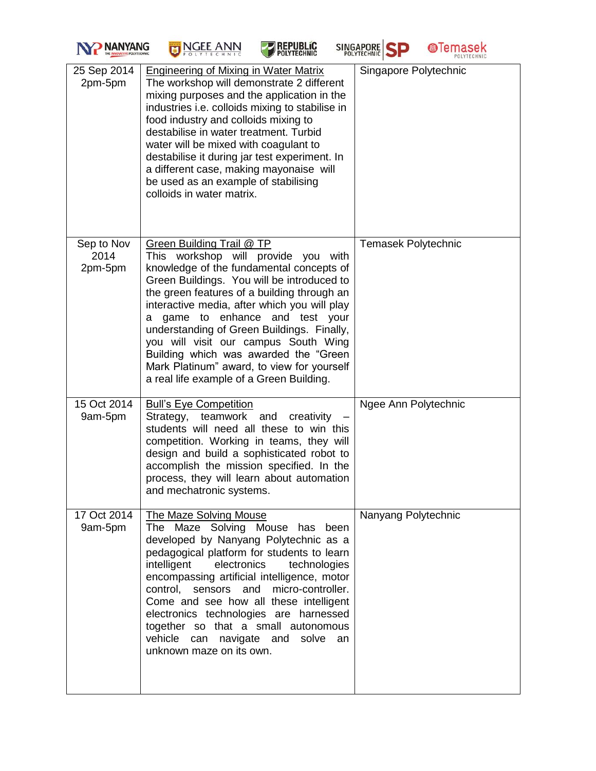| | | |
|---|---|---|
| 25 Sep 2014 2pm-5pm | Engineering of Mixing in Water Matrix<br>The workshop will demonstrate 2 different mixing purposes and the application in the industries i.e. colloids mixing to stabilise in food industry and colloids mixing to destabilise in water treatment. Turbid water will be mixed with coagulant to destabilise it during jar test experiment. In a different case, making mayonaise will be used as an example of stabilising colloids in water matrix. | Singapore Polytechnic |
| Sep to Nov 2014 2pm-5pm | Green Building Trail @ TP<br>This workshop will provide you with knowledge of the fundamental concepts of Green Buildings. You will be introduced to the green features of a building through an interactive media, after which you will play a game to enhance and test your understanding of Green Buildings. Finally, you will visit our campus South Wing Building which was awarded the "Green Mark Platinum" award, to view for yourself a real life example of a Green Building. | Temasek Polytechnic |
| 15 Oct 2014 9am-5pm | Bull's Eye Competition<br>Strategy, teamwork and creativity – students will need all these to win this competition. Working in teams, they will design and build a sophisticated robot to accomplish the mission specified. In the process, they will learn about automation and mechatronic systems. | Ngee Ann Polytechnic |
| 17 Oct 2014 9am-5pm | The Maze Solving Mouse<br>The Maze Solving Mouse has been developed by Nanyang Polytechnic as a pedagogical platform for students to learn intelligent electronics technologies encompassing artificial intelligence, motor control, sensors and micro-controller. Come and see how all these intelligent electronics technologies are harnessed together so that a small autonomous vehicle can navigate and solve an unknown maze on its own. | Nanyang Polytechnic |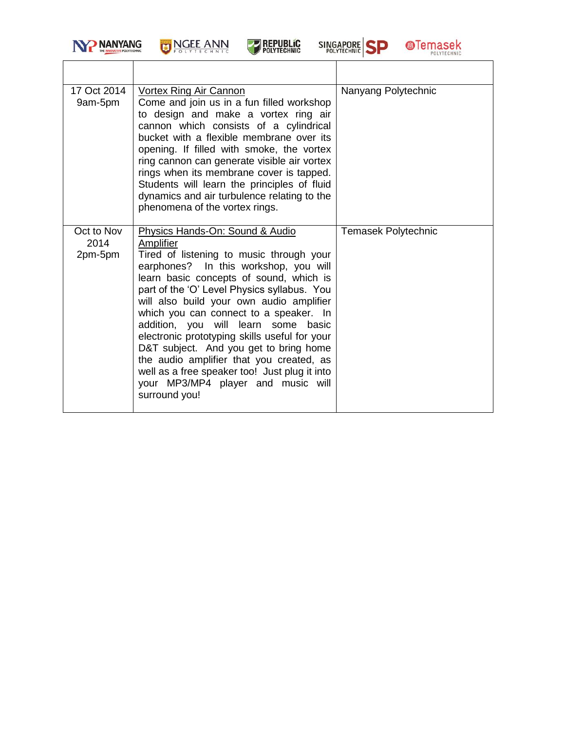| | | |
|---|---|---|
| 17 Oct 2014<br>9am-5pm | Vortex Ring Air Cannon<br>Come and join us in a fun filled workshop to design and make a vortex ring air cannon which consists of a cylindrical bucket with a flexible membrane over its opening. If filled with smoke, the vortex ring cannon can generate visible air vortex rings when its membrane cover is tapped. Students will learn the principles of fluid dynamics and air turbulence relating to the phenomena of the vortex rings. | Nanyang Polytechnic |
| Oct to Nov 2014<br>2pm-5pm | Physics Hands-On: Sound & Audio Amplifier<br>Tired of listening to music through your earphones? In this workshop, you will learn basic concepts of sound, which is part of the 'O' Level Physics syllabus. You will also build your own audio amplifier which you can connect to a speaker. In addition, you will learn some basic electronic prototyping skills useful for your D&T subject. And you get to bring home the audio amplifier that you created, as well as a free speaker too! Just plug it into your MP3/MP4 player and music will surround you! | Temasek Polytechnic |